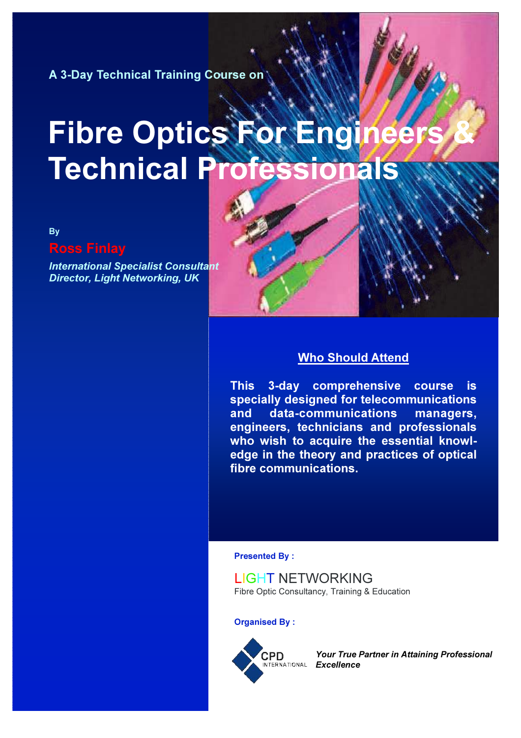A 3-Day Technical Training Course on

# Fibre Optics For Engineers & Technical Professionals

By

**Ross Finlay**

*International Specialist Consultant*
*Director, Light Networking, UK*

## Who Should Attend

**This 3-day comprehensive course is specially designed for telecommunications and data-communications managers, engineers, technicians and professionals who wish to acquire the essential knowledge in the theory and practices of optical fibre communications.**

**Presented By :**

LIGHT NETWORKING
Fibre Optic Consultancy, Training & Education

**Organised By :**

CPD INTERNATIONAL

*Your True Partner in Attaining Professional Excellence*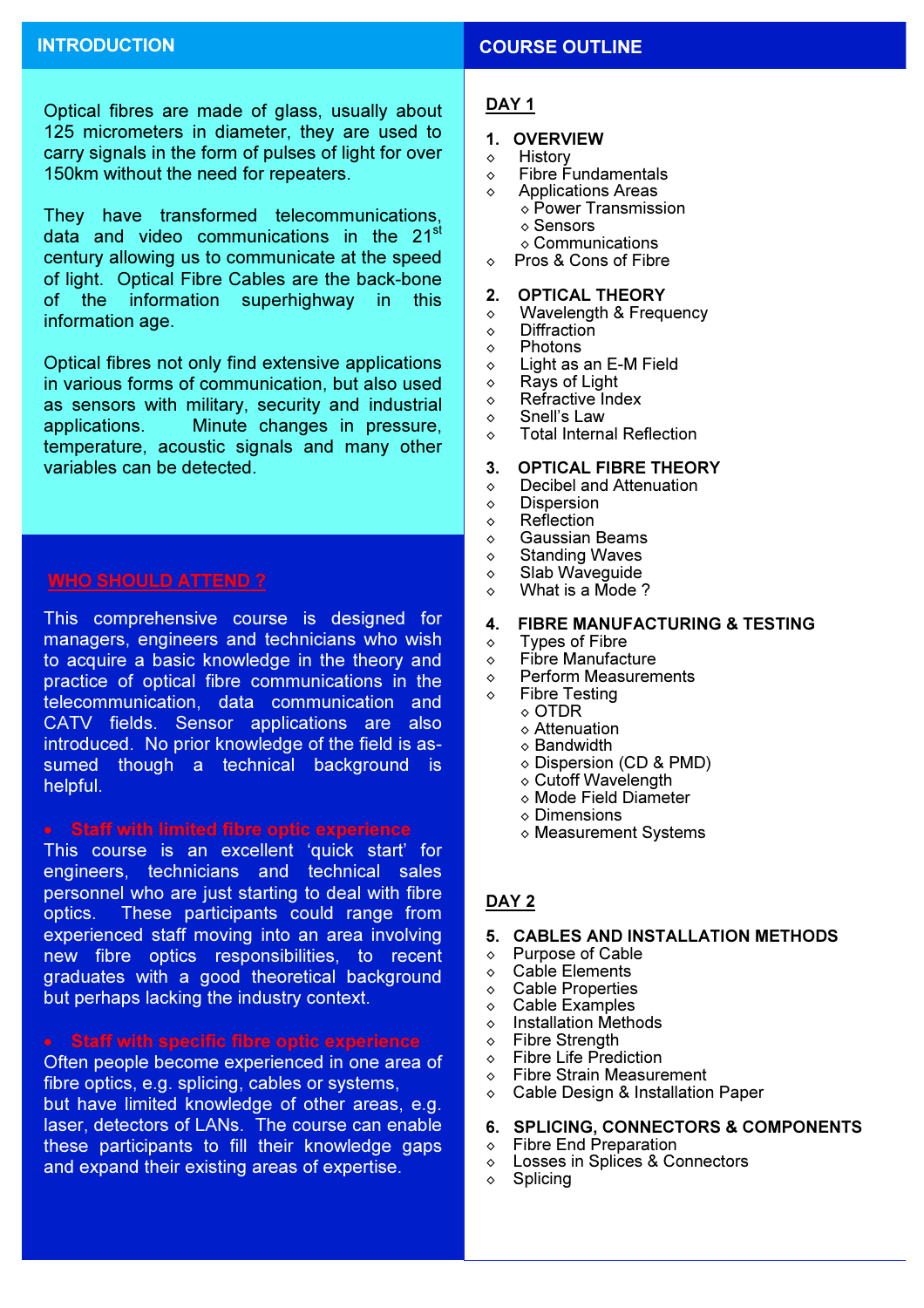## INTRODUCTION

Optical fibres are made of glass, usually about 125 micrometers in diameter, they are used to carry signals in the form of pulses of light for over 150km without the need for repeaters.

They have transformed telecommunications, data and video communications in the 21st century allowing us to communicate at the speed of light. Optical Fibre Cables are the back-bone of the information superhighway in this information age.

Optical fibres not only find extensive applications in various forms of communication, but also used as sensors with military, security and industrial applications. Minute changes in pressure, temperature, acoustic signals and many other variables can be detected.

## WHO SHOULD ATTEND ?

This comprehensive course is designed for managers, engineers and technicians who wish to acquire a basic knowledge in the theory and practice of optical fibre communications in the telecommunication, data communication and CATV fields. Sensor applications are also introduced. No prior knowledge of the field is assumed though a technical background is helpful.

- **Staff with limited fibre optic experience**

This course is an excellent 'quick start' for engineers, technicians and technical sales personnel who are just starting to deal with fibre optics. These participants could range from experienced staff moving into an area involving new fibre optics responsibilities, to recent graduates with a good theoretical background but perhaps lacking the industry context.

- **Staff with specific fibre optic experience**

Often people become experienced in one area of fibre optics, e.g. splicing, cables or systems, but have limited knowledge of other areas, e.g. laser, detectors of LANs. The course can enable these participants to fill their knowledge gaps and expand their existing areas of expertise.

## COURSE OUTLINE

### DAY 1

**1. OVERVIEW**
- History
- Fibre Fundamentals
- Applications Areas
  - Power Transmission
  - Sensors
  - Communications
- Pros & Cons of Fibre

**2. OPTICAL THEORY**
- Wavelength & Frequency
- Diffraction
- Photons
- Light as an E-M Field
- Rays of Light
- Refractive Index
- Snell's Law
- Total Internal Reflection

**3. OPTICAL FIBRE THEORY**
- Decibel and Attenuation
- Dispersion
- Reflection
- Gaussian Beams
- Standing Waves
- Slab Waveguide
- What is a Mode ?

**4. FIBRE MANUFACTURING & TESTING**
- Types of Fibre
- Fibre Manufacture
- Perform Measurements
- Fibre Testing
  - OTDR
  - Attenuation
  - Bandwidth
  - Dispersion (CD & PMD)
  - Cutoff Wavelength
  - Mode Field Diameter
  - Dimensions
  - Measurement Systems

### DAY 2

**5. CABLES AND INSTALLATION METHODS**
- Purpose of Cable
- Cable Elements
- Cable Properties
- Cable Examples
- Installation Methods
- Fibre Strength
- Fibre Life Prediction
- Fibre Strain Measurement
- Cable Design & Installation Paper

**6. SPLICING, CONNECTORS & COMPONENTS**
- Fibre End Preparation
- Losses in Splices & Connectors
- Splicing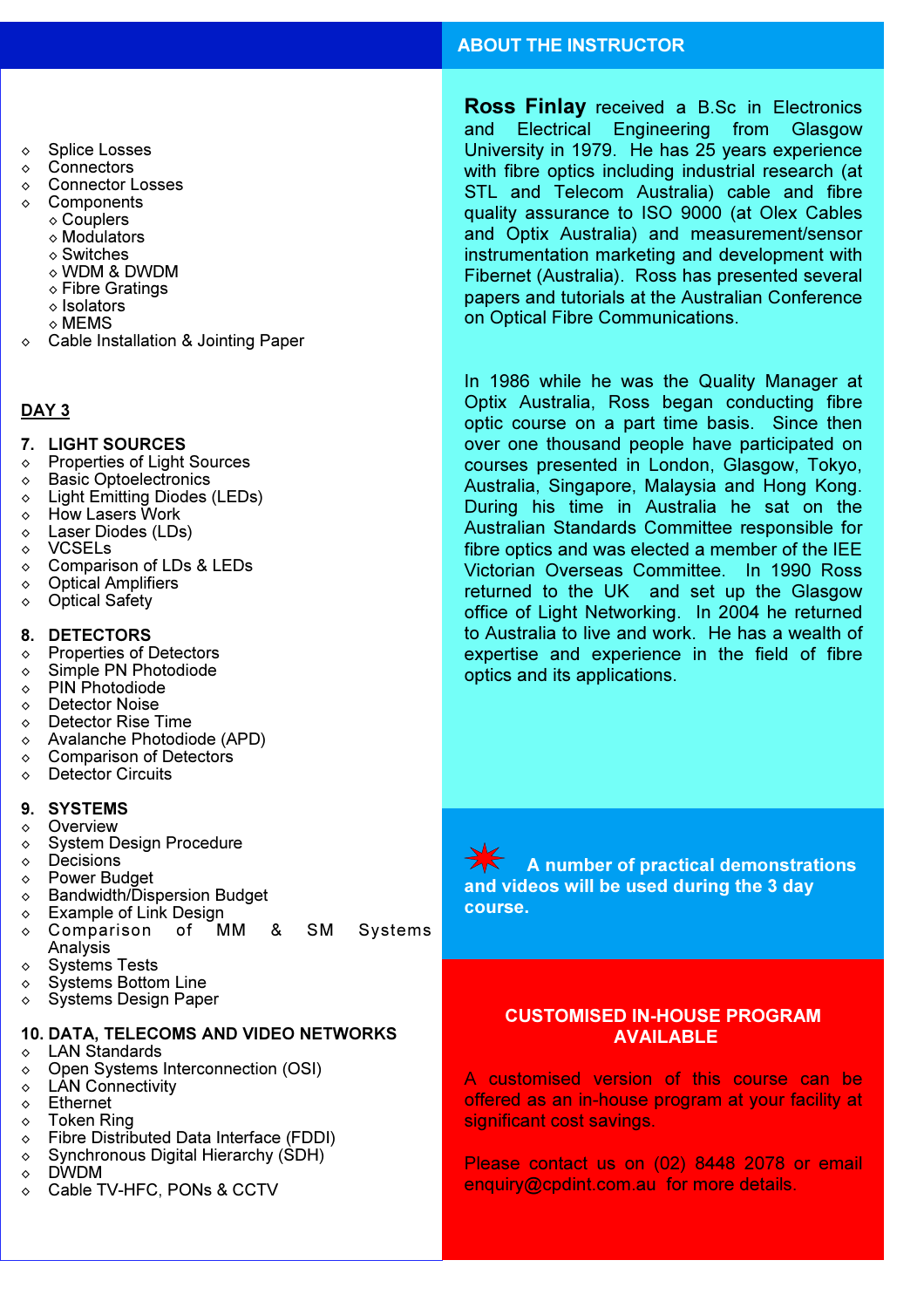- Splice Losses
- Connectors
- Connector Losses
- Components
  - Couplers
  - Modulators
  - Switches
  - WDM & DWDM
  - Fibre Gratings
  - Isolators
  - MEMS
- Cable Installation & Jointing Paper

**DAY 3**

**7. LIGHT SOURCES**

- Properties of Light Sources
- Basic Optoelectronics
- Light Emitting Diodes (LEDs)
- How Lasers Work
- Laser Diodes (LDs)
- VCSELs
- Comparison of LDs & LEDs
- Optical Amplifiers
- Optical Safety

**8. DETECTORS**

- Properties of Detectors
- Simple PN Photodiode
- PIN Photodiode
- Detector Noise
- Detector Rise Time
- Avalanche Photodiode (APD)
- Comparison of Detectors
- Detector Circuits

**9. SYSTEMS**

- Overview
- System Design Procedure
- Decisions
- Power Budget
- Bandwidth/Dispersion Budget
- Example of Link Design
- Comparison of MM & SM Systems Analysis
- Systems Tests
- Systems Bottom Line
- Systems Design Paper

**10. DATA, TELECOMS AND VIDEO NETWORKS**

- LAN Standards
- Open Systems Interconnection (OSI)
- LAN Connectivity
- Ethernet
- Token Ring
- Fibre Distributed Data Interface (FDDI)
- Synchronous Digital Hierarchy (SDH)
- DWDM
- Cable TV-HFC, PONs & CCTV

## ABOUT THE INSTRUCTOR

**Ross Finlay** received a B.Sc in Electronics and Electrical Engineering from Glasgow University in 1979. He has 25 years experience with fibre optics including industrial research (at STL and Telecom Australia) cable and fibre quality assurance to ISO 9000 (at Olex Cables and Optix Australia) and measurement/sensor instrumentation marketing and development with Fibernet (Australia). Ross has presented several papers and tutorials at the Australian Conference on Optical Fibre Communications.

In 1986 while he was the Quality Manager at Optix Australia, Ross began conducting fibre optic course on a part time basis. Since then over one thousand people have participated on courses presented in London, Glasgow, Tokyo, Australia, Singapore, Malaysia and Hong Kong. During his time in Australia he sat on the Australian Standards Committee responsible for fibre optics and was elected a member of the IEE Victorian Overseas Committee. In 1990 Ross returned to the UK and set up the Glasgow office of Light Networking. In 2004 he returned to Australia to live and work. He has a wealth of expertise and experience in the field of fibre optics and its applications.

**A number of practical demonstrations and videos will be used during the 3 day course.**

**CUSTOMISED IN-HOUSE PROGRAM AVAILABLE**

A customised version of this course can be offered as an in-house program at your facility at significant cost savings.

Please contact us on (02) 8448 2078 or email enquiry@cpdint.com.au for more details.